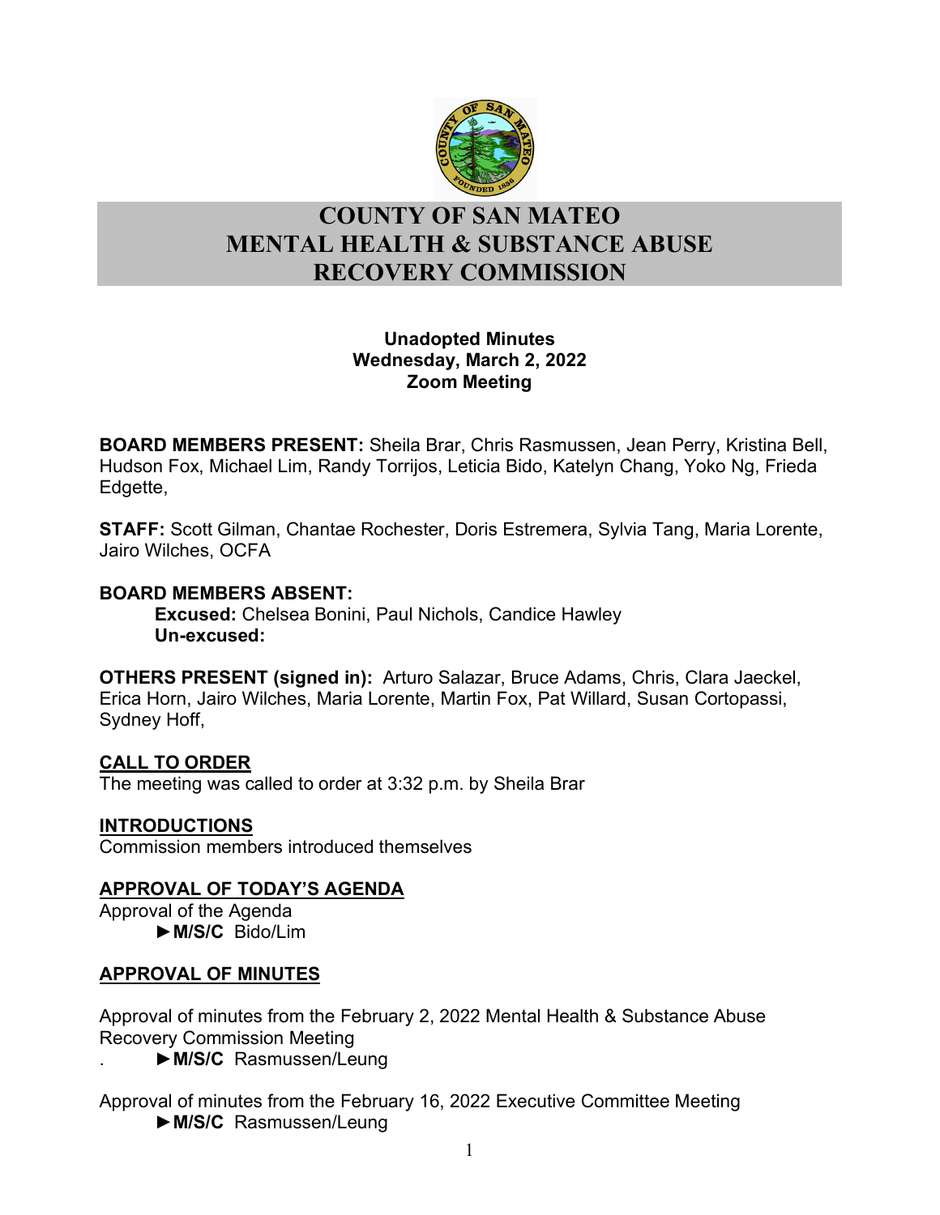# COUNTY OF SAN MATEO
# MENTAL HEALTH & SUBSTANCE ABUSE RECOVERY COMMISSION

**Unadopted Minutes**
**Wednesday, March 2, 2022**
**Zoom Meeting**

**BOARD MEMBERS PRESENT:** Sheila Brar, Chris Rasmussen, Jean Perry, Kristina Bell, Hudson Fox, Michael Lim, Randy Torrijos, Leticia Bido, Katelyn Chang, Yoko Ng, Frieda Edgette,

**STAFF:** Scott Gilman, Chantae Rochester, Doris Estremera, Sylvia Tang, Maria Lorente, Jairo Wilches, OCFA

**BOARD MEMBERS ABSENT:**
**Excused:** Chelsea Bonini, Paul Nichols, Candice Hawley
**Un-excused:**

**OTHERS PRESENT (signed in):** Arturo Salazar, Bruce Adams, Chris, Clara Jaeckel, Erica Horn, Jairo Wilches, Maria Lorente, Martin Fox, Pat Willard, Susan Cortopassi, Sydney Hoff,

**CALL TO ORDER**
The meeting was called to order at 3:32 p.m. by Sheila Brar

**INTRODUCTIONS**
Commission members introduced themselves

**APPROVAL OF TODAY'S AGENDA**
Approval of the Agenda
►**M/S/C** Bido/Lim

**APPROVAL OF MINUTES**

Approval of minutes from the February 2, 2022 Mental Health & Substance Abuse Recovery Commission Meeting
►**M/S/C** Rasmussen/Leung

Approval of minutes from the February 16, 2022 Executive Committee Meeting
►**M/S/C** Rasmussen/Leung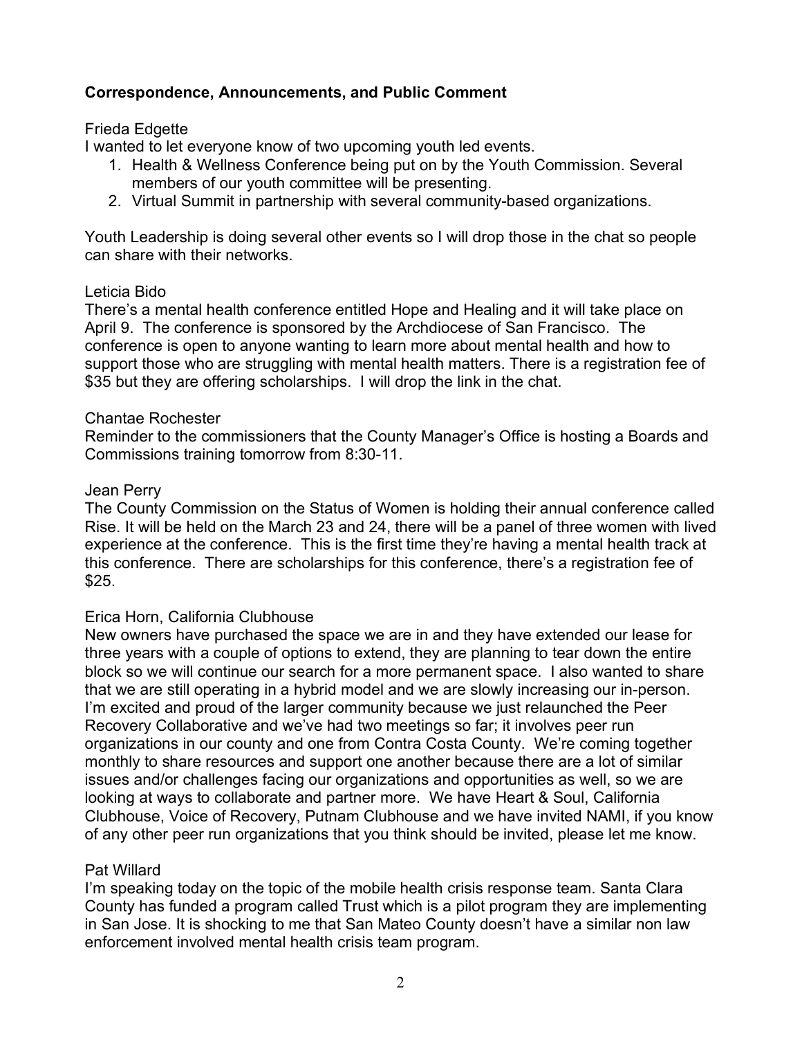**Correspondence, Announcements, and Public Comment**

Frieda Edgette
I wanted to let everyone know of two upcoming youth led events.

1. Health & Wellness Conference being put on by the Youth Commission. Several members of our youth committee will be presenting.
2. Virtual Summit in partnership with several community-based organizations.

Youth Leadership is doing several other events so I will drop those in the chat so people can share with their networks.

Leticia Bido
There's a mental health conference entitled Hope and Healing and it will take place on April 9. The conference is sponsored by the Archdiocese of San Francisco. The conference is open to anyone wanting to learn more about mental health and how to support those who are struggling with mental health matters. There is a registration fee of $35 but they are offering scholarships. I will drop the link in the chat.

Chantae Rochester
Reminder to the commissioners that the County Manager's Office is hosting a Boards and Commissions training tomorrow from 8:30-11.

Jean Perry
The County Commission on the Status of Women is holding their annual conference called Rise. It will be held on the March 23 and 24, there will be a panel of three women with lived experience at the conference. This is the first time they're having a mental health track at this conference. There are scholarships for this conference, there's a registration fee of $25.

Erica Horn, California Clubhouse
New owners have purchased the space we are in and they have extended our lease for three years with a couple of options to extend, they are planning to tear down the entire block so we will continue our search for a more permanent space. I also wanted to share that we are still operating in a hybrid model and we are slowly increasing our in-person. I'm excited and proud of the larger community because we just relaunched the Peer Recovery Collaborative and we've had two meetings so far; it involves peer run organizations in our county and one from Contra Costa County. We're coming together monthly to share resources and support one another because there are a lot of similar issues and/or challenges facing our organizations and opportunities as well, so we are looking at ways to collaborate and partner more. We have Heart & Soul, California Clubhouse, Voice of Recovery, Putnam Clubhouse and we have invited NAMI, if you know of any other peer run organizations that you think should be invited, please let me know.

Pat Willard
I'm speaking today on the topic of the mobile health crisis response team. Santa Clara County has funded a program called Trust which is a pilot program they are implementing in San Jose. It is shocking to me that San Mateo County doesn't have a similar non law enforcement involved mental health crisis team program.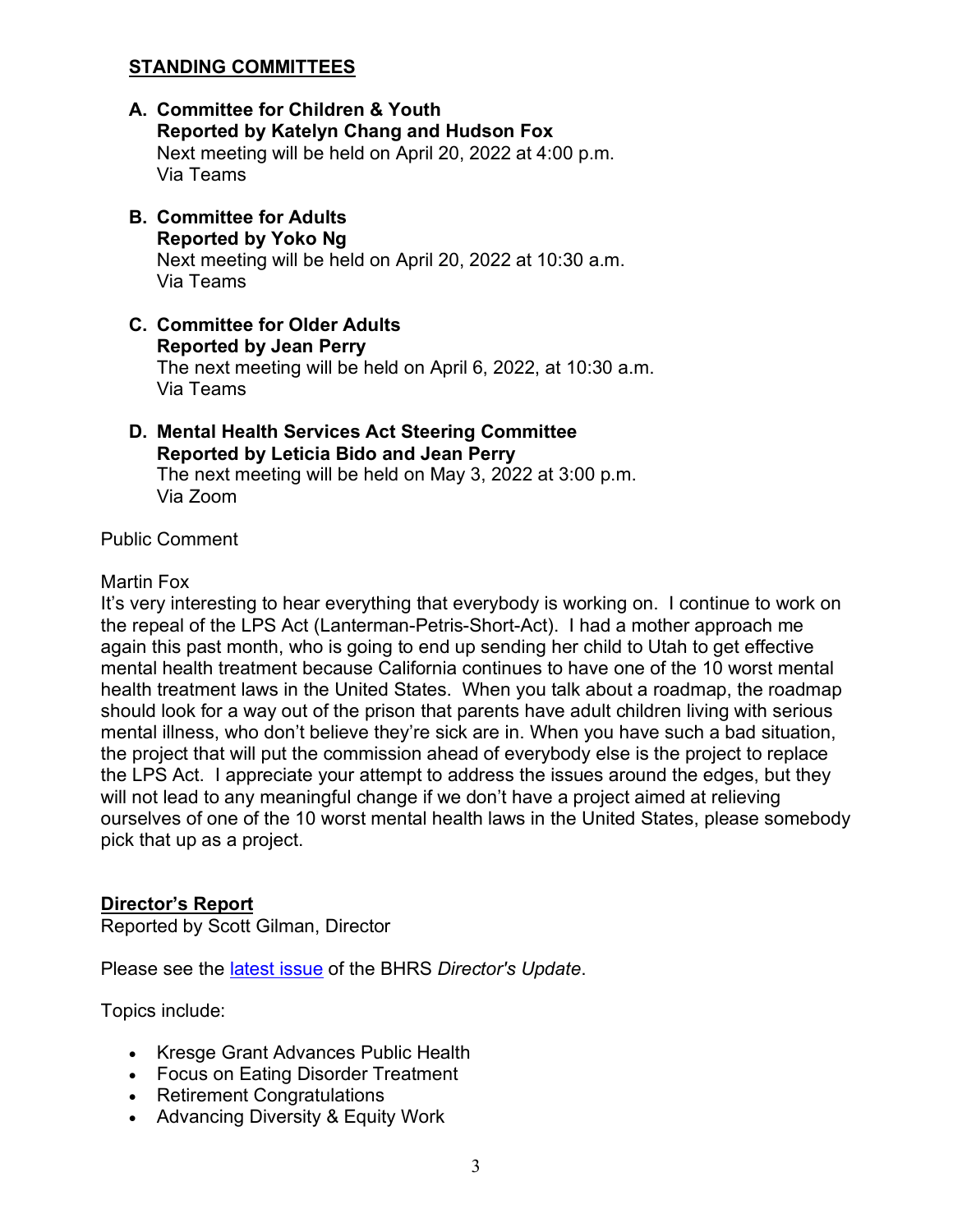## STANDING COMMITTEES

**A. Committee for Children & Youth**
**Reported by Katelyn Chang and Hudson Fox**
Next meeting will be held on April 20, 2022 at 4:00 p.m.
Via Teams

**B. Committee for Adults**
**Reported by Yoko Ng**
Next meeting will be held on April 20, 2022 at 10:30 a.m.
Via Teams

**C. Committee for Older Adults**
**Reported by Jean Perry**
The next meeting will be held on April 6, 2022, at 10:30 a.m.
Via Teams

**D. Mental Health Services Act Steering Committee**
**Reported by Leticia Bido and Jean Perry**
The next meeting will be held on May 3, 2022 at 3:00 p.m.
Via Zoom

Public Comment

Martin Fox
It's very interesting to hear everything that everybody is working on. I continue to work on the repeal of the LPS Act (Lanterman-Petris-Short-Act). I had a mother approach me again this past month, who is going to end up sending her child to Utah to get effective mental health treatment because California continues to have one of the 10 worst mental health treatment laws in the United States. When you talk about a roadmap, the roadmap should look for a way out of the prison that parents have adult children living with serious mental illness, who don't believe they're sick are in. When you have such a bad situation, the project that will put the commission ahead of everybody else is the project to replace the LPS Act. I appreciate your attempt to address the issues around the edges, but they will not lead to any meaningful change if we don't have a project aimed at relieving ourselves of one of the 10 worst mental health laws in the United States, please somebody pick that up as a project.

## Director's Report

Reported by Scott Gilman, Director

Please see the latest issue of the BHRS *Director's Update*.

Topics include:

- Kresge Grant Advances Public Health
- Focus on Eating Disorder Treatment
- Retirement Congratulations
- Advancing Diversity & Equity Work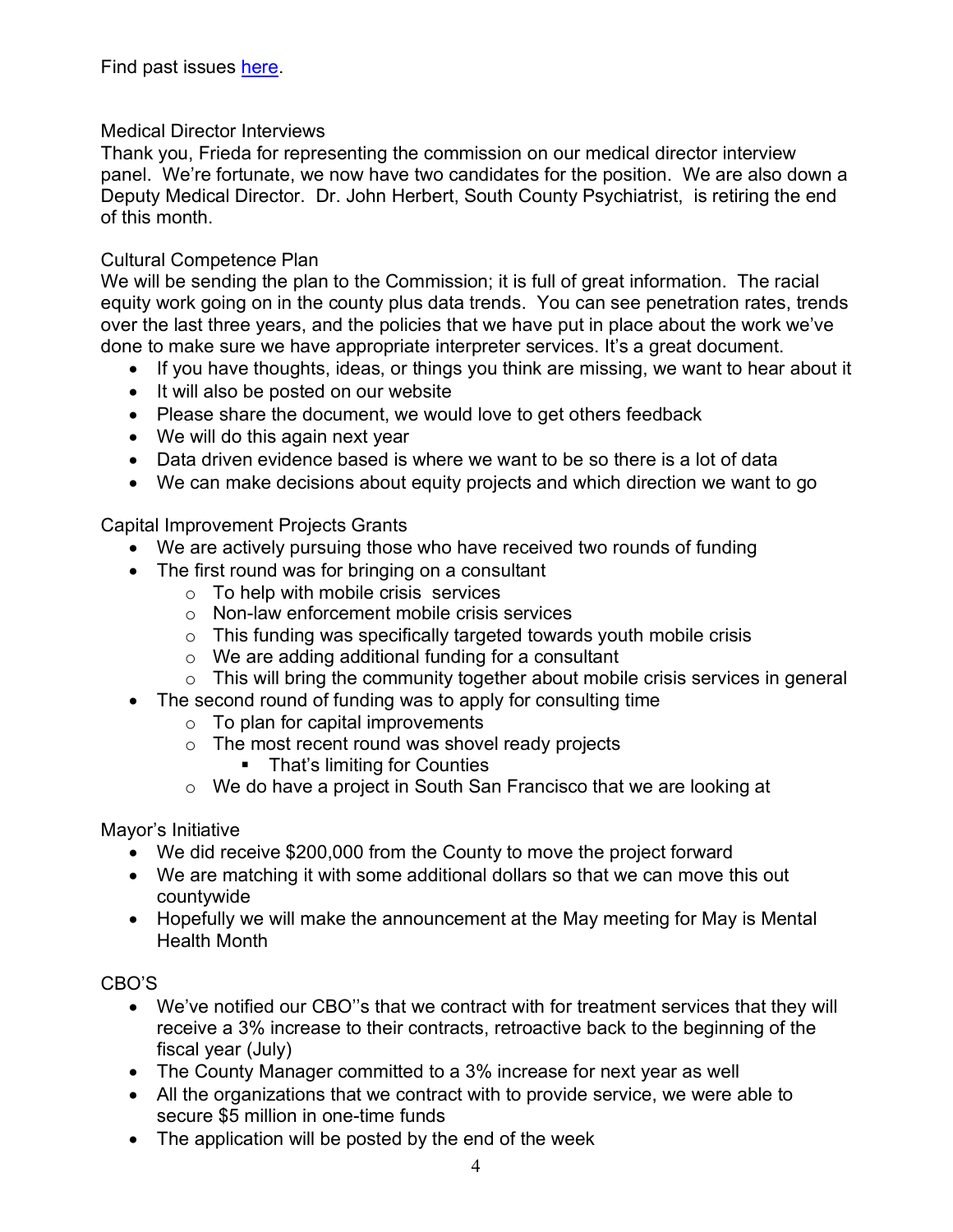Find past issues [here](#).

Medical Director Interviews

Thank you, Frieda for representing the commission on our medical director interview panel. We're fortunate, we now have two candidates for the position. We are also down a Deputy Medical Director. Dr. John Herbert, South County Psychiatrist, is retiring the end of this month.

Cultural Competence Plan

We will be sending the plan to the Commission; it is full of great information. The racial equity work going on in the county plus data trends. You can see penetration rates, trends over the last three years, and the policies that we have put in place about the work we've done to make sure we have appropriate interpreter services. It's a great document.

- If you have thoughts, ideas, or things you think are missing, we want to hear about it
- It will also be posted on our website
- Please share the document, we would love to get others feedback
- We will do this again next year
- Data driven evidence based is where we want to be so there is a lot of data
- We can make decisions about equity projects and which direction we want to go

Capital Improvement Projects Grants

- We are actively pursuing those who have received two rounds of funding
- The first round was for bringing on a consultant
  - To help with mobile crisis services
  - Non-law enforcement mobile crisis services
  - This funding was specifically targeted towards youth mobile crisis
  - We are adding additional funding for a consultant
  - This will bring the community together about mobile crisis services in general
- The second round of funding was to apply for consulting time
  - To plan for capital improvements
  - The most recent round was shovel ready projects
    - That's limiting for Counties
  - We do have a project in South San Francisco that we are looking at

Mayor's Initiative

- We did receive $200,000 from the County to move the project forward
- We are matching it with some additional dollars so that we can move this out countywide
- Hopefully we will make the announcement at the May meeting for May is Mental Health Month

CBO'S

- We've notified our CBO''s that we contract with for treatment services that they will receive a 3% increase to their contracts, retroactive back to the beginning of the fiscal year (July)
- The County Manager committed to a 3% increase for next year as well
- All the organizations that we contract with to provide service, we were able to secure $5 million in one-time funds
- The application will be posted by the end of the week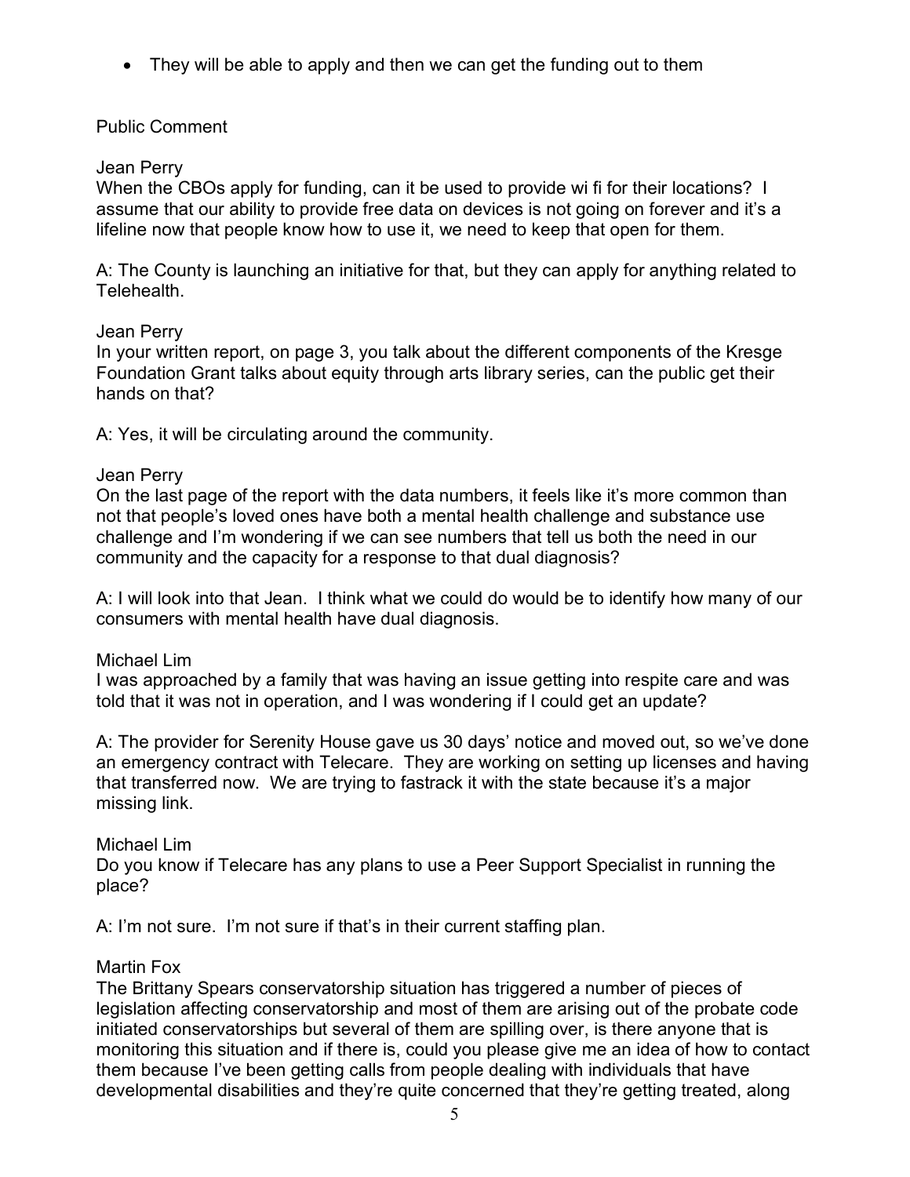- They will be able to apply and then we can get the funding out to them

Public Comment

Jean Perry
When the CBOs apply for funding, can it be used to provide wi fi for their locations? I assume that our ability to provide free data on devices is not going on forever and it's a lifeline now that people know how to use it, we need to keep that open for them.

A: The County is launching an initiative for that, but they can apply for anything related to Telehealth.

Jean Perry
In your written report, on page 3, you talk about the different components of the Kresge Foundation Grant talks about equity through arts library series, can the public get their hands on that?

A: Yes, it will be circulating around the community.

Jean Perry
On the last page of the report with the data numbers, it feels like it's more common than not that people's loved ones have both a mental health challenge and substance use challenge and I'm wondering if we can see numbers that tell us both the need in our community and the capacity for a response to that dual diagnosis?

A: I will look into that Jean. I think what we could do would be to identify how many of our consumers with mental health have dual diagnosis.

Michael Lim
I was approached by a family that was having an issue getting into respite care and was told that it was not in operation, and I was wondering if I could get an update?

A: The provider for Serenity House gave us 30 days' notice and moved out, so we've done an emergency contract with Telecare. They are working on setting up licenses and having that transferred now. We are trying to fastrack it with the state because it's a major missing link.

Michael Lim
Do you know if Telecare has any plans to use a Peer Support Specialist in running the place?

A: I'm not sure. I'm not sure if that's in their current staffing plan.

Martin Fox
The Brittany Spears conservatorship situation has triggered a number of pieces of legislation affecting conservatorship and most of them are arising out of the probate code initiated conservatorships but several of them are spilling over, is there anyone that is monitoring this situation and if there is, could you please give me an idea of how to contact them because I've been getting calls from people dealing with individuals that have developmental disabilities and they're quite concerned that they're getting treated, along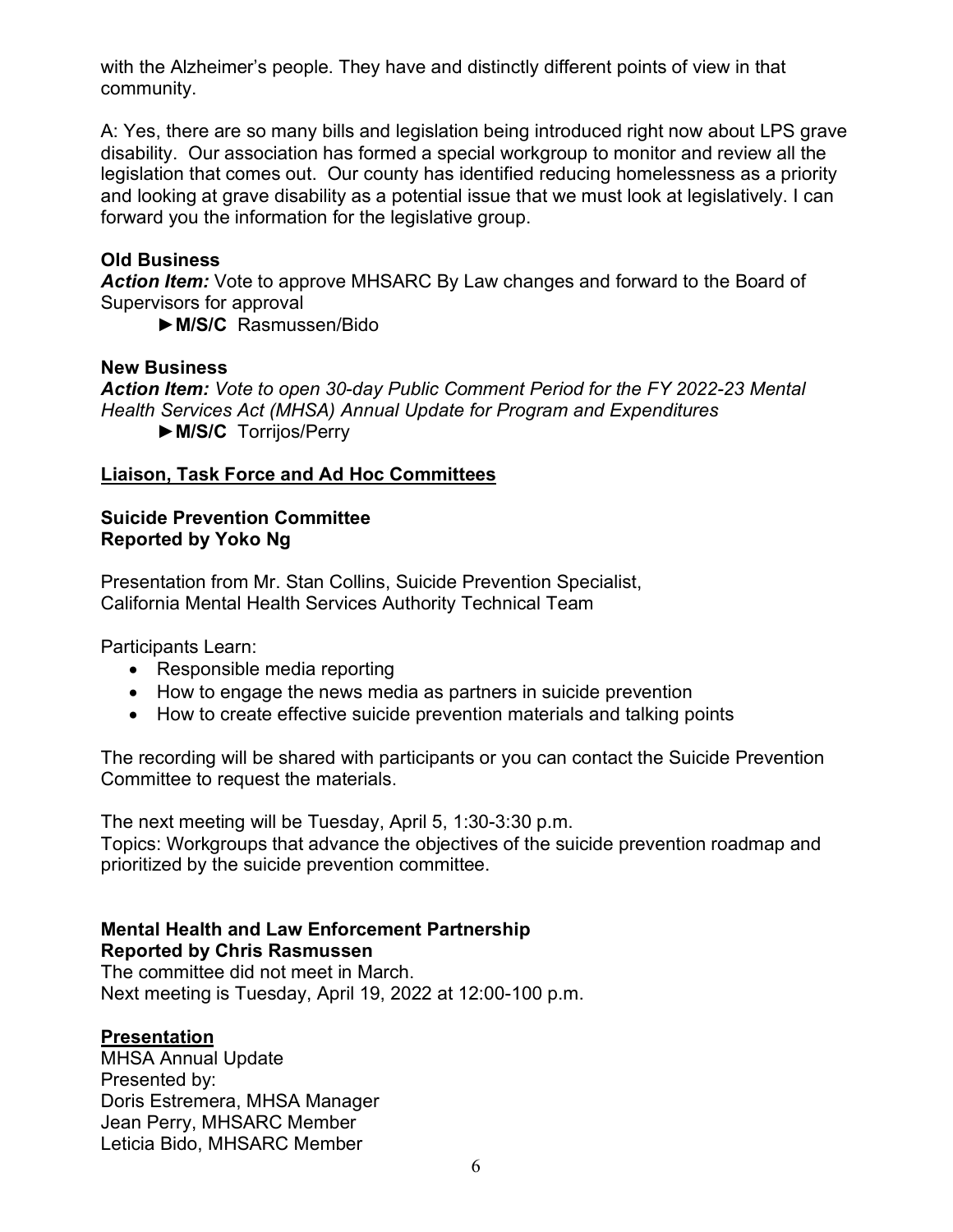with the Alzheimer's people. They have and distinctly different points of view in that community.

A: Yes, there are so many bills and legislation being introduced right now about LPS grave disability. Our association has formed a special workgroup to monitor and review all the legislation that comes out. Our county has identified reducing homelessness as a priority and looking at grave disability as a potential issue that we must look at legislatively. I can forward you the information for the legislative group.

**Old Business**
***Action Item:*** Vote to approve MHSARC By Law changes and forward to the Board of Supervisors for approval

►**M/S/C** Rasmussen/Bido

**New Business**
***Action Item:*** *Vote to open 30-day Public Comment Period for the FY 2022-23 Mental Health Services Act (MHSA) Annual Update for Program and Expenditures*

►**M/S/C** Torrijos/Perry

## Liaison, Task Force and Ad Hoc Committees

**Suicide Prevention Committee**
**Reported by Yoko Ng**

Presentation from Mr. Stan Collins, Suicide Prevention Specialist, California Mental Health Services Authority Technical Team

Participants Learn:

- Responsible media reporting
- How to engage the news media as partners in suicide prevention
- How to create effective suicide prevention materials and talking points

The recording will be shared with participants or you can contact the Suicide Prevention Committee to request the materials.

The next meeting will be Tuesday, April 5, 1:30-3:30 p.m.
Topics: Workgroups that advance the objectives of the suicide prevention roadmap and prioritized by the suicide prevention committee.

**Mental Health and Law Enforcement Partnership**
**Reported by Chris Rasmussen**
The committee did not meet in March.
Next meeting is Tuesday, April 19, 2022 at 12:00-100 p.m.

## Presentation

MHSA Annual Update
Presented by:
Doris Estremera, MHSA Manager
Jean Perry, MHSARC Member
Leticia Bido, MHSARC Member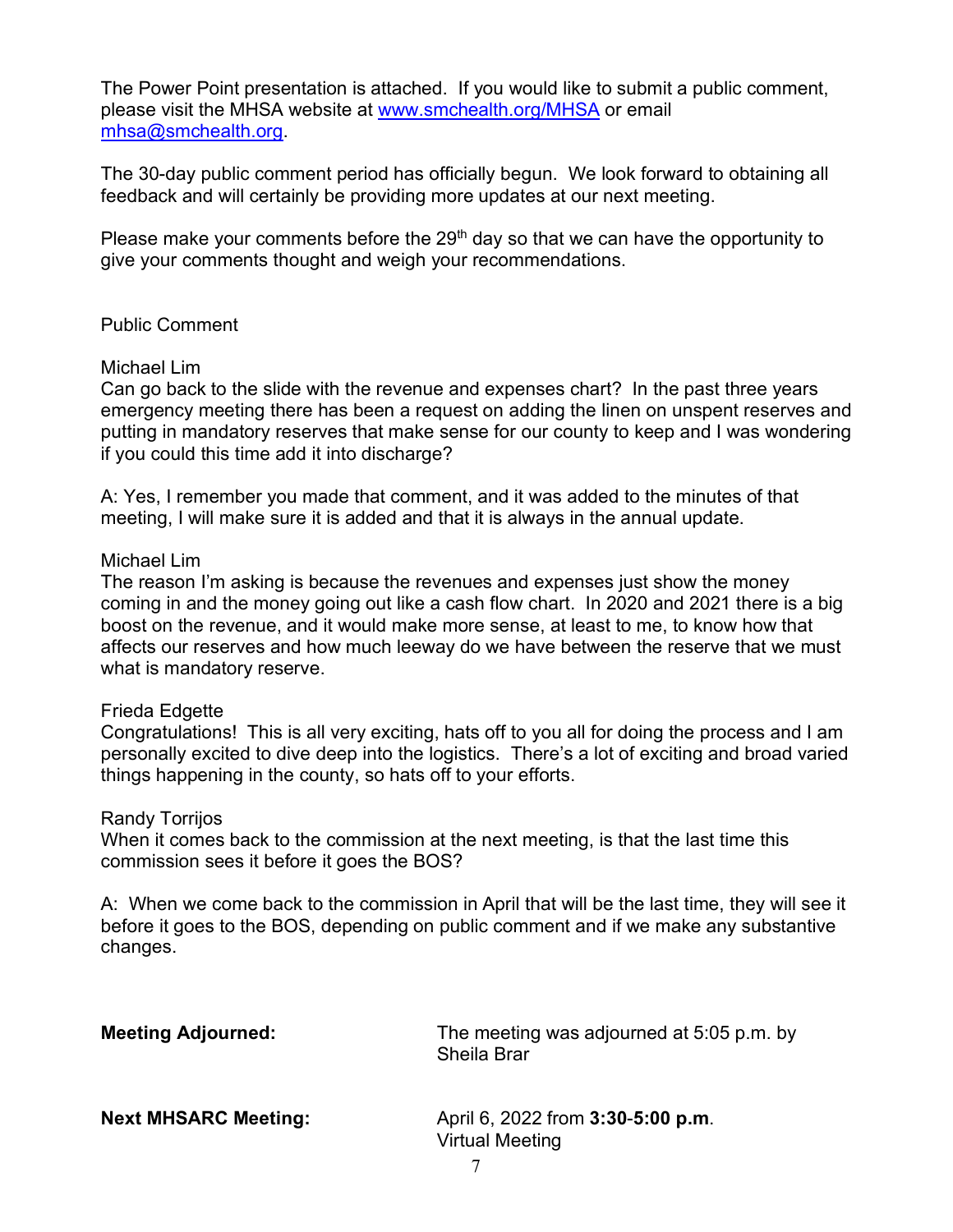The Power Point presentation is attached. If you would like to submit a public comment, please visit the MHSA website at [www.smchealth.org/MHSA](www.smchealth.org/MHSA) or email [mhsa@smchealth.org](mailto:mhsa@smchealth.org).

The 30-day public comment period has officially begun. We look forward to obtaining all feedback and will certainly be providing more updates at our next meeting.

Please make your comments before the 29th day so that we can have the opportunity to give your comments thought and weigh your recommendations.

Public Comment

Michael Lim
Can go back to the slide with the revenue and expenses chart? In the past three years emergency meeting there has been a request on adding the linen on unspent reserves and putting in mandatory reserves that make sense for our county to keep and I was wondering if you could this time add it into discharge?

A: Yes, I remember you made that comment, and it was added to the minutes of that meeting, I will make sure it is added and that it is always in the annual update.

Michael Lim
The reason I'm asking is because the revenues and expenses just show the money coming in and the money going out like a cash flow chart. In 2020 and 2021 there is a big boost on the revenue, and it would make more sense, at least to me, to know how that affects our reserves and how much leeway do we have between the reserve that we must what is mandatory reserve.

Frieda Edgette
Congratulations! This is all very exciting, hats off to you all for doing the process and I am personally excited to dive deep into the logistics. There's a lot of exciting and broad varied things happening in the county, so hats off to your efforts.

Randy Torrijos
When it comes back to the commission at the next meeting, is that the last time this commission sees it before it goes the BOS?

A: When we come back to the commission in April that will be the last time, they will see it before it goes to the BOS, depending on public comment and if we make any substantive changes.

**Meeting Adjourned:** The meeting was adjourned at 5:05 p.m. by Sheila Brar

**Next MHSARC Meeting:** April 6, 2022 from **3:30**-**5:00 p.m**. Virtual Meeting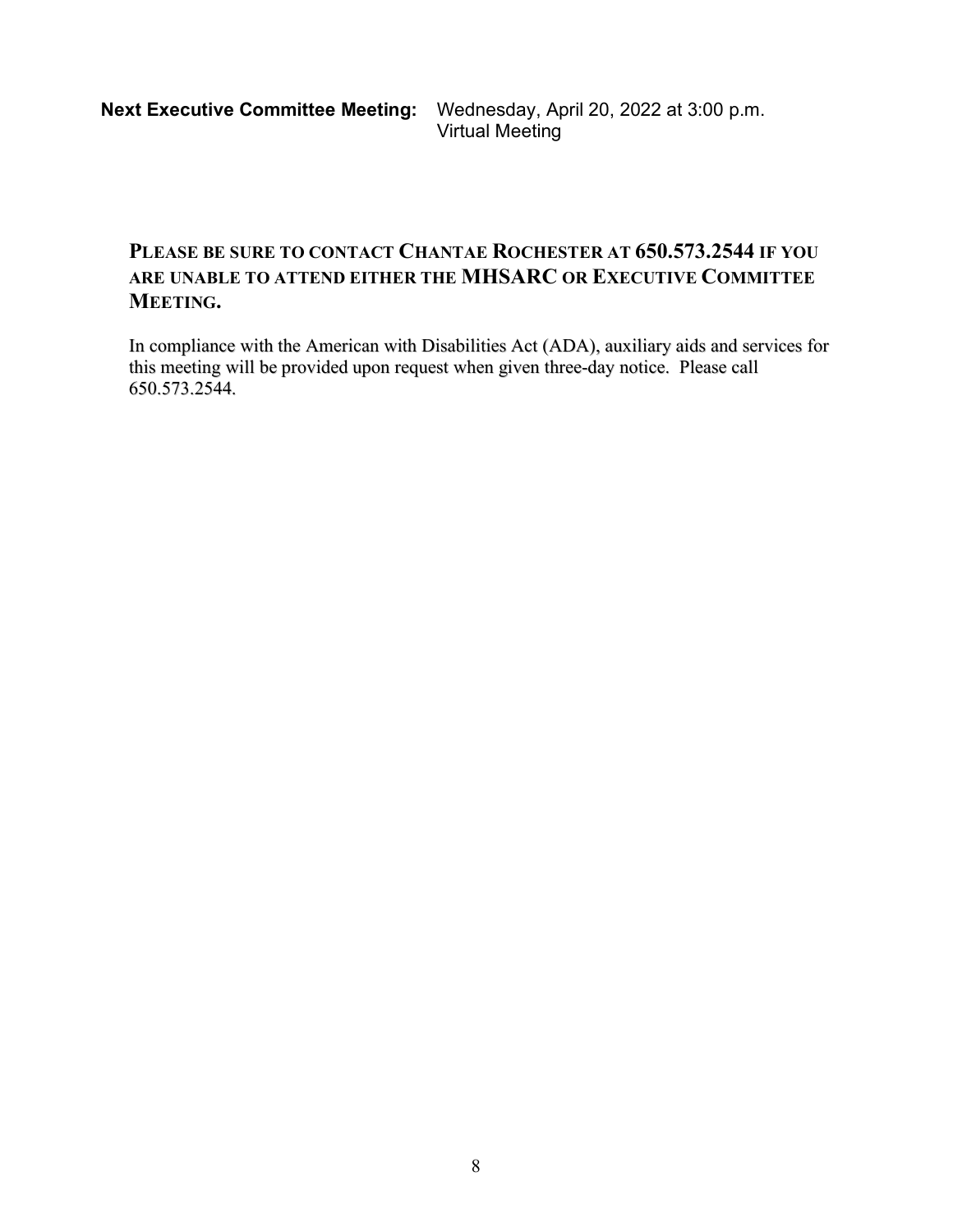**Next Executive Committee Meeting:** Wednesday, April 20, 2022 at 3:00 p.m.
Virtual Meeting

**PLEASE BE SURE TO CONTACT CHANTAE ROCHESTER AT 650.573.2544 IF YOU ARE UNABLE TO ATTEND EITHER THE MHSARC OR EXECUTIVE COMMITTEE MEETING.**

In compliance with the American with Disabilities Act (ADA), auxiliary aids and services for this meeting will be provided upon request when given three-day notice. Please call 650.573.2544.